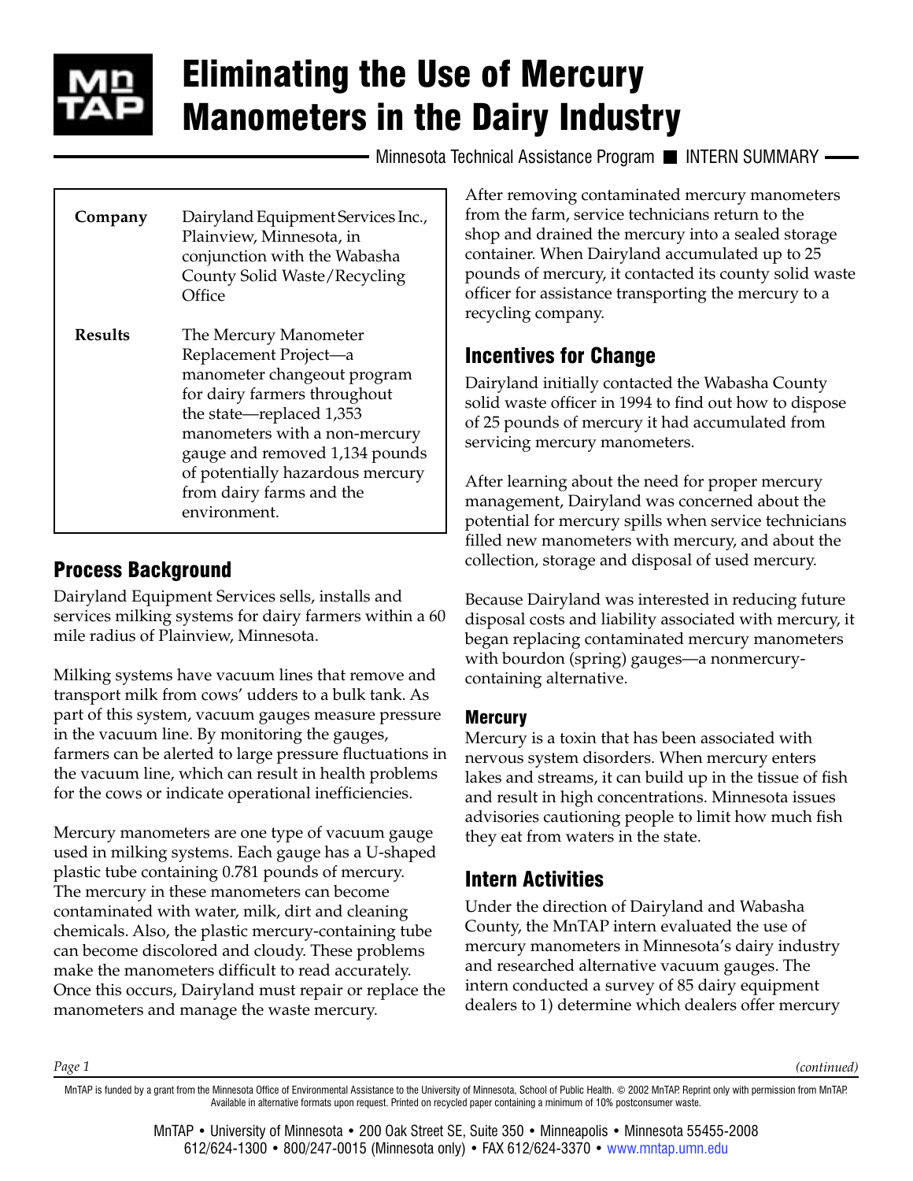# Eliminating the Use of Mercury Manometers in the Dairy Industry

Minnesota Technical Assistance Program ■ INTERN SUMMARY

| | |
|---|---|
| **Company** | Dairyland Equipment Services Inc., Plainview, Minnesota, in conjunction with the Wabasha County Solid Waste/Recycling Office |
| **Results** | The Mercury Manometer Replacement Project—a manometer changeout program for dairy farmers throughout the state—replaced 1,353 manometers with a non-mercury gauge and removed 1,134 pounds of potentially hazardous mercury from dairy farms and the environment. |

## Process Background

Dairyland Equipment Services sells, installs and services milking systems for dairy farmers within a 60 mile radius of Plainview, Minnesota.

Milking systems have vacuum lines that remove and transport milk from cows' udders to a bulk tank. As part of this system, vacuum gauges measure pressure in the vacuum line. By monitoring the gauges, farmers can be alerted to large pressure fluctuations in the vacuum line, which can result in health problems for the cows or indicate operational inefficiencies.

Mercury manometers are one type of vacuum gauge used in milking systems. Each gauge has a U-shaped plastic tube containing 0.781 pounds of mercury. The mercury in these manometers can become contaminated with water, milk, dirt and cleaning chemicals. Also, the plastic mercury-containing tube can become discolored and cloudy. These problems make the manometers difficult to read accurately. Once this occurs, Dairyland must repair or replace the manometers and manage the waste mercury.

After removing contaminated mercury manometers from the farm, service technicians return to the shop and drained the mercury into a sealed storage container. When Dairyland accumulated up to 25 pounds of mercury, it contacted its county solid waste officer for assistance transporting the mercury to a recycling company.

## Incentives for Change

Dairyland initially contacted the Wabasha County solid waste officer in 1994 to find out how to dispose of 25 pounds of mercury it had accumulated from servicing mercury manometers.

After learning about the need for proper mercury management, Dairyland was concerned about the potential for mercury spills when service technicians filled new manometers with mercury, and about the collection, storage and disposal of used mercury.

Because Dairyland was interested in reducing future disposal costs and liability associated with mercury, it began replacing contaminated mercury manometers with bourdon (spring) gauges—a nonmercury-containing alternative.

### Mercury

Mercury is a toxin that has been associated with nervous system disorders. When mercury enters lakes and streams, it can build up in the tissue of fish and result in high concentrations. Minnesota issues advisories cautioning people to limit how much fish they eat from waters in the state.

## Intern Activities

Under the direction of Dairyland and Wabasha County, the MnTAP intern evaluated the use of mercury manometers in Minnesota's dairy industry and researched alternative vacuum gauges. The intern conducted a survey of 85 dairy equipment dealers to 1) determine which dealers offer mercury

*(continued)*

MnTAP is funded by a grant from the Minnesota Office of Environmental Assistance to the University of Minnesota, School of Public Health. © 2002 MnTAP. Reprint only with permission from MnTAP. Available in alternative formats upon request. Printed on recycled paper containing a minimum of 10% postconsumer waste.

MnTAP • University of Minnesota • 200 Oak Street SE, Suite 350 • Minneapolis • Minnesota 55455-2008
612/624-1300 • 800/247-0015 (Minnesota only) • FAX 612/624-3370 • www.mntap.umn.edu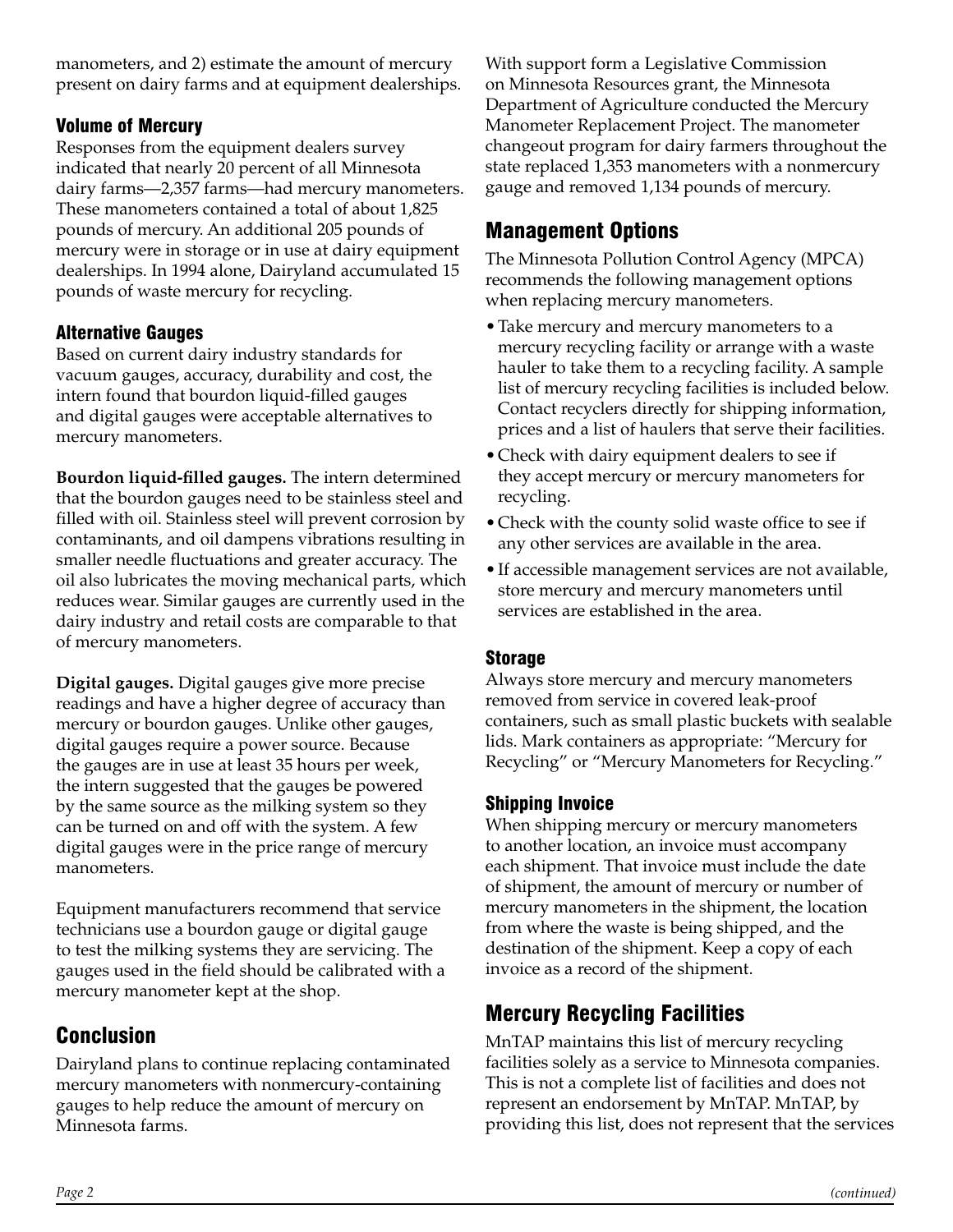manometers, and 2) estimate the amount of mercury present on dairy farms and at equipment dealerships.

### Volume of Mercury

Responses from the equipment dealers survey indicated that nearly 20 percent of all Minnesota dairy farms—2,357 farms—had mercury manometers. These manometers contained a total of about 1,825 pounds of mercury. An additional 205 pounds of mercury were in storage or in use at dairy equipment dealerships. In 1994 alone, Dairyland accumulated 15 pounds of waste mercury for recycling.

### Alternative Gauges

Based on current dairy industry standards for vacuum gauges, accuracy, durability and cost, the intern found that bourdon liquid-filled gauges and digital gauges were acceptable alternatives to mercury manometers.

**Bourdon liquid-filled gauges.** The intern determined that the bourdon gauges need to be stainless steel and filled with oil. Stainless steel will prevent corrosion by contaminants, and oil dampens vibrations resulting in smaller needle fluctuations and greater accuracy. The oil also lubricates the moving mechanical parts, which reduces wear. Similar gauges are currently used in the dairy industry and retail costs are comparable to that of mercury manometers.

**Digital gauges.** Digital gauges give more precise readings and have a higher degree of accuracy than mercury or bourdon gauges. Unlike other gauges, digital gauges require a power source. Because the gauges are in use at least 35 hours per week, the intern suggested that the gauges be powered by the same source as the milking system so they can be turned on and off with the system. A few digital gauges were in the price range of mercury manometers.

Equipment manufacturers recommend that service technicians use a bourdon gauge or digital gauge to test the milking systems they are servicing. The gauges used in the field should be calibrated with a mercury manometer kept at the shop.

## Conclusion

Dairyland plans to continue replacing contaminated mercury manometers with nonmercury-containing gauges to help reduce the amount of mercury on Minnesota farms.

With support form a Legislative Commission on Minnesota Resources grant, the Minnesota Department of Agriculture conducted the Mercury Manometer Replacement Project. The manometer changeout program for dairy farmers throughout the state replaced 1,353 manometers with a nonmercury gauge and removed 1,134 pounds of mercury.

## Management Options

The Minnesota Pollution Control Agency (MPCA) recommends the following management options when replacing mercury manometers.

- Take mercury and mercury manometers to a mercury recycling facility or arrange with a waste hauler to take them to a recycling facility. A sample list of mercury recycling facilities is included below. Contact recyclers directly for shipping information, prices and a list of haulers that serve their facilities.
- Check with dairy equipment dealers to see if they accept mercury or mercury manometers for recycling.
- Check with the county solid waste office to see if any other services are available in the area.
- If accessible management services are not available, store mercury and mercury manometers until services are established in the area.

### Storage

Always store mercury and mercury manometers removed from service in covered leak-proof containers, such as small plastic buckets with sealable lids. Mark containers as appropriate: "Mercury for Recycling" or "Mercury Manometers for Recycling."

### Shipping Invoice

When shipping mercury or mercury manometers to another location, an invoice must accompany each shipment. That invoice must include the date of shipment, the amount of mercury or number of mercury manometers in the shipment, the location from where the waste is being shipped, and the destination of the shipment. Keep a copy of each invoice as a record of the shipment.

## Mercury Recycling Facilities

MnTAP maintains this list of mercury recycling facilities solely as a service to Minnesota companies. This is not a complete list of facilities and does not represent an endorsement by MnTAP. MnTAP, by providing this list, does not represent that the services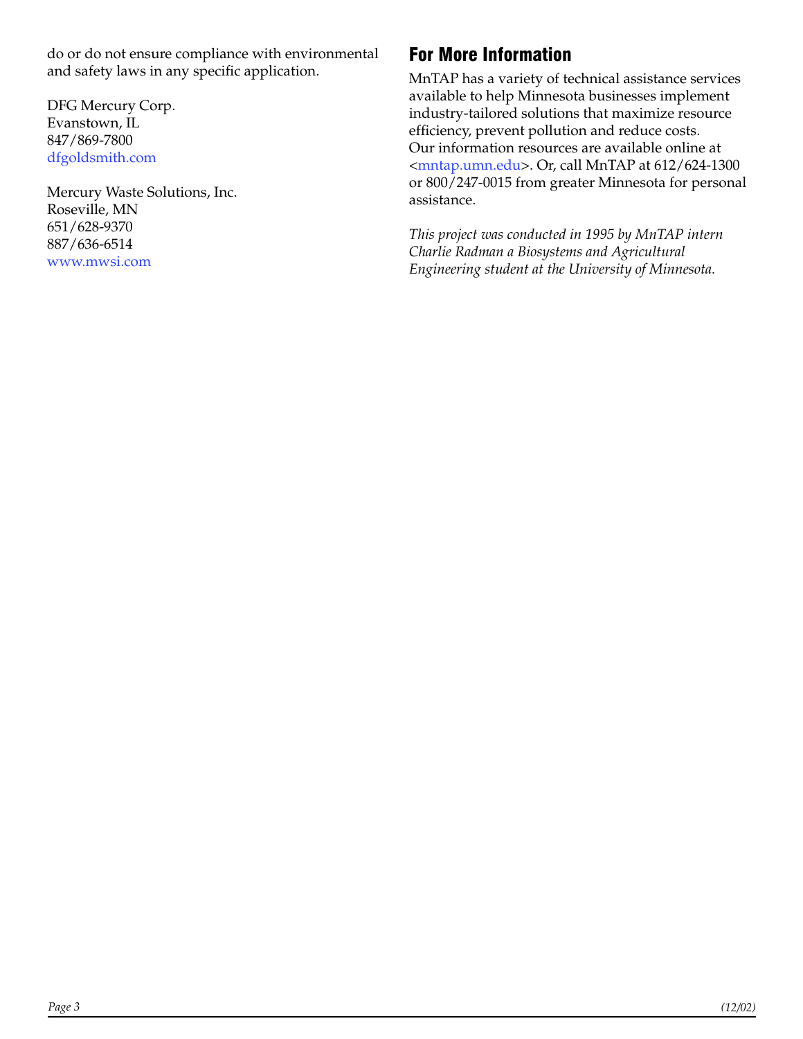do or do not ensure compliance with environmental and safety laws in any specific application.

DFG Mercury Corp.
Evanstown, IL
847/869-7800
dfgoldsmith.com

Mercury Waste Solutions, Inc.
Roseville, MN
651/628-9370
887/636-6514
www.mwsi.com

## For More Information

MnTAP has a variety of technical assistance services available to help Minnesota businesses implement industry-tailored solutions that maximize resource efficiency, prevent pollution and reduce costs. Our information resources are available online at <mntap.umn.edu>. Or, call MnTAP at 612/624-1300 or 800/247-0015 from greater Minnesota for personal assistance.

*This project was conducted in 1995 by MnTAP intern Charlie Radman a Biosystems and Agricultural Engineering student at the University of Minnesota.*

*(12/02)*